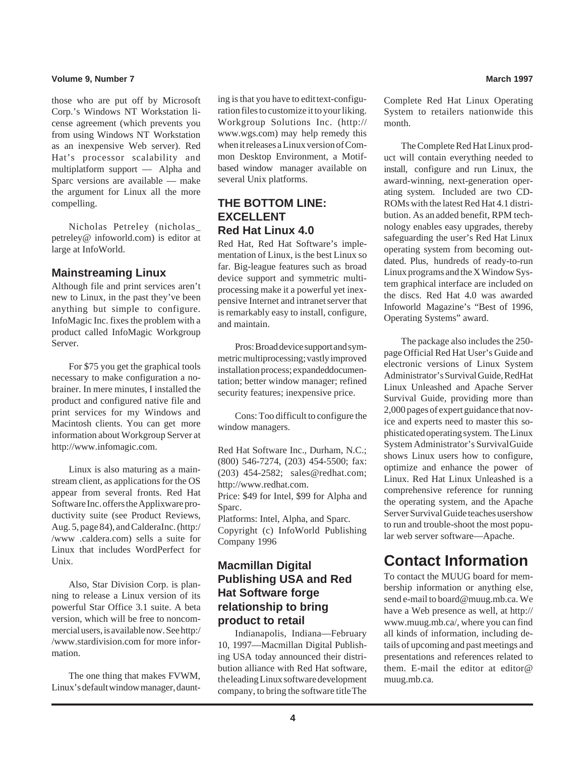those who are put off by Microsoft Corp.'s Windows NT Workstation license agreement (which prevents you from using Windows NT Workstation as an inexpensive Web server). Red Hat's processor scalability and multiplatform support — Alpha and Sparc versions are available — make the argument for Linux all the more compelling.

Nicholas Petreley (nicholas_petreley@ infoworld.com) is editor at large at InfoWorld.

### Mainstreaming Linux

Although file and print services aren't new to Linux, in the past they've been anything but simple to configure. InfoMagic Inc. fixes the problem with a product called InfoMagic Workgroup Server.

For $75 you get the graphical tools necessary to make configuration a no-brainer. In mere minutes, I installed the product and configured native file and print services for my Windows and Macintosh clients. You can get more information about Workgroup Server at http://www.infomagic.com.

Linux is also maturing as a mainstream client, as applications for the OS appear from several fronts. Red Hat Software Inc. offers the Applixware productivity suite (see Product Reviews, Aug. 5, page 84), and CalderaInc. (http://www .caldera.com) sells a suite for Linux that includes WordPerfect for Unix.

Also, Star Division Corp. is planning to release a Linux version of its powerful Star Office 3.1 suite. A beta version, which will be free to noncommercial users, is available now. See http://www.stardivision.com for more information.

The one thing that makes FVWM, Linux's default window manager, daunting is that you have to edit text-configuration files to customize it to your liking. Workgroup Solutions Inc. (http://www.wgs.com) may help remedy this when it releases a Linux version of Common Desktop Environment, a Motif-based window manager available on several Unix platforms.

### THE BOTTOM LINE: EXCELLENT Red Hat Linux 4.0

Red Hat, Red Hat Software's implementation of Linux, is the best Linux so far. Big-league features such as broad device support and symmetric multiprocessing make it a powerful yet inexpensive Internet and intranet server that is remarkably easy to install, configure, and maintain.

Pros: Broad device support and symmetric multiprocessing; vastly improved installation process; expandeddocumentation; better window manager; refined security features; inexpensive price.

Cons: Too difficult to configure the window managers.

Red Hat Software Inc., Durham, N.C.; (800) 546-7274, (203) 454-5500; fax: (203) 454-2582; sales@redhat.com; http://www.redhat.com.
Price: $49 for Intel, $99 for Alpha and Sparc.
Platforms: Intel, Alpha, and Sparc.
Copyright (c) InfoWorld Publishing Company 1996

### Macmillan Digital Publishing USA and Red Hat Software forge relationship to bring product to retail

Indianapolis, Indiana—February 10, 1997—Macmillan Digital Publishing USA today announced their distribution alliance with Red Hat software, the leading Linux software development company, to bring the software title The Complete Red Hat Linux Operating System to retailers nationwide this month.

The Complete Red Hat Linux product will contain everything needed to install, configure and run Linux, the award-winning, next-generation operating system. Included are two CD-ROMs with the latest Red Hat 4.1 distribution. As an added benefit, RPM technology enables easy upgrades, thereby safeguarding the user's Red Hat Linux operating system from becoming outdated. Plus, hundreds of ready-to-run Linux programs and the X Window System graphical interface are included on the discs. Red Hat 4.0 was awarded Infoworld Magazine's "Best of 1996, Operating Systems" award.

The package also includes the 250-page Official Red Hat User's Guide and electronic versions of Linux System Administrator's Survival Guide, RedHat Linux Unleashed and Apache Server Survival Guide, providing more than 2,000 pages of expert guidance that novice and experts need to master this sophisticated operating system. The Linux System Administrator's Survival Guide shows Linux users how to configure, optimize and enhance the power of Linux. Red Hat Linux Unleashed is a comprehensive reference for running the operating system, and the Apache Server Survival Guide teaches usershow to run and trouble-shoot the most popular web server software—Apache.

## Contact Information

To contact the MUUG board for membership information or anything else, send e-mail to board@muug.mb.ca. We have a Web presence as well, at http://www.muug.mb.ca/, where you can find all kinds of information, including details of upcoming and past meetings and presentations and references related to them. E-mail the editor at editor@muug.mb.ca.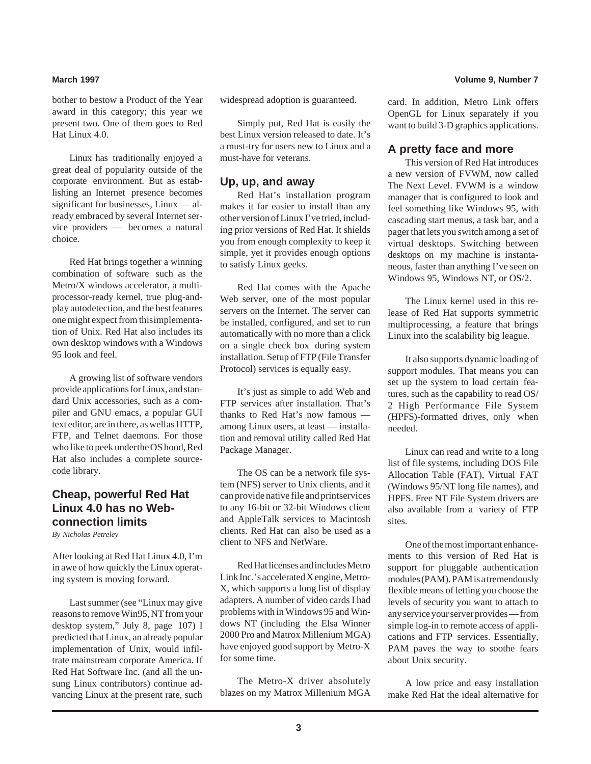bother to bestow a Product of the Year award in this category; this year we present two. One of them goes to Red Hat Linux 4.0.

Linux has traditionally enjoyed a great deal of popularity outside of the corporate environment. But as establishing an Internet presence becomes significant for businesses, Linux — already embraced by several Internet service providers — becomes a natural choice.

Red Hat brings together a winning combination of software such as the Metro/X windows accelerator, a multiprocessor-ready kernel, true plug-and-play autodetection, and the best features one might expect from this implementation of Unix. Red Hat also includes its own desktop windows with a Windows 95 look and feel.

A growing list of software vendors provide applications for Linux, and standard Unix accessories, such as a compiler and GNU emacs, a popular GUI text editor, are in there, as well as HTTP, FTP, and Telnet daemons. For those who like to peek under the OS hood, Red Hat also includes a complete source-code library.

## Cheap, powerful Red Hat Linux 4.0 has no Web-connection limits

*By Nicholas Petreley*

After looking at Red Hat Linux 4.0, I'm in awe of how quickly the Linux operating system is moving forward.

Last summer (see "Linux may give reasons to remove Win95, NT from your desktop system," July 8, page 107) I predicted that Linux, an already popular implementation of Unix, would infiltrate mainstream corporate America. If Red Hat Software Inc. (and all the unsung Linux contributors) continue advancing Linux at the present rate, such widespread adoption is guaranteed.

Simply put, Red Hat is easily the best Linux version released to date. It's a must-try for users new to Linux and a must-have for veterans.

### Up, up, and away

Red Hat's installation program makes it far easier to install than any other version of Linux I've tried, including prior versions of Red Hat. It shields you from enough complexity to keep it simple, yet it provides enough options to satisfy Linux geeks.

Red Hat comes with the Apache Web server, one of the most popular servers on the Internet. The server can be installed, configured, and set to run automatically with no more than a click on a single check box during system installation. Setup of FTP (File Transfer Protocol) services is equally easy.

It's just as simple to add Web and FTP services after installation. That's thanks to Red Hat's now famous — among Linux users, at least — installation and removal utility called Red Hat Package Manager.

The OS can be a network file system (NFS) server to Unix clients, and it can provide native file and print services to any 16-bit or 32-bit Windows client and AppleTalk services to Macintosh clients. Red Hat can also be used as a client to NFS and NetWare.

Red Hat licenses and includes Metro Link Inc.'s accelerated X engine, Metro-X, which supports a long list of display adapters. A number of video cards I had problems with in Windows 95 and Windows NT (including the Elsa Winner 2000 Pro and Matrox Millenium MGA) have enjoyed good support by Metro-X for some time.

The Metro-X driver absolutely blazes on my Matrox Millenium MGA card. In addition, Metro Link offers OpenGL for Linux separately if you want to build 3-D graphics applications.

### A pretty face and more

This version of Red Hat introduces a new version of FVWM, now called The Next Level. FVWM is a window manager that is configured to look and feel something like Windows 95, with cascading start menus, a task bar, and a pager that lets you switch among a set of virtual desktops. Switching between desktops on my machine is instantaneous, faster than anything I've seen on Windows 95, Windows NT, or OS/2.

The Linux kernel used in this release of Red Hat supports symmetric multiprocessing, a feature that brings Linux into the scalability big league.

It also supports dynamic loading of support modules. That means you can set up the system to load certain features, such as the capability to read OS/2 High Performance File System (HPFS)-formatted drives, only when needed.

Linux can read and write to a long list of file systems, including DOS File Allocation Table (FAT), Virtual FAT (Windows 95/NT long file names), and HPFS. Free NT File System drivers are also available from a variety of FTP sites.

One of the most important enhancements to this version of Red Hat is support for pluggable authentication modules (PAM). PAM is a tremendously flexible means of letting you choose the levels of security you want to attach to any service your server provides — from simple log-in to remote access of applications and FTP services. Essentially, PAM paves the way to soothe fears about Unix security.

A low price and easy installation make Red Hat the ideal alternative for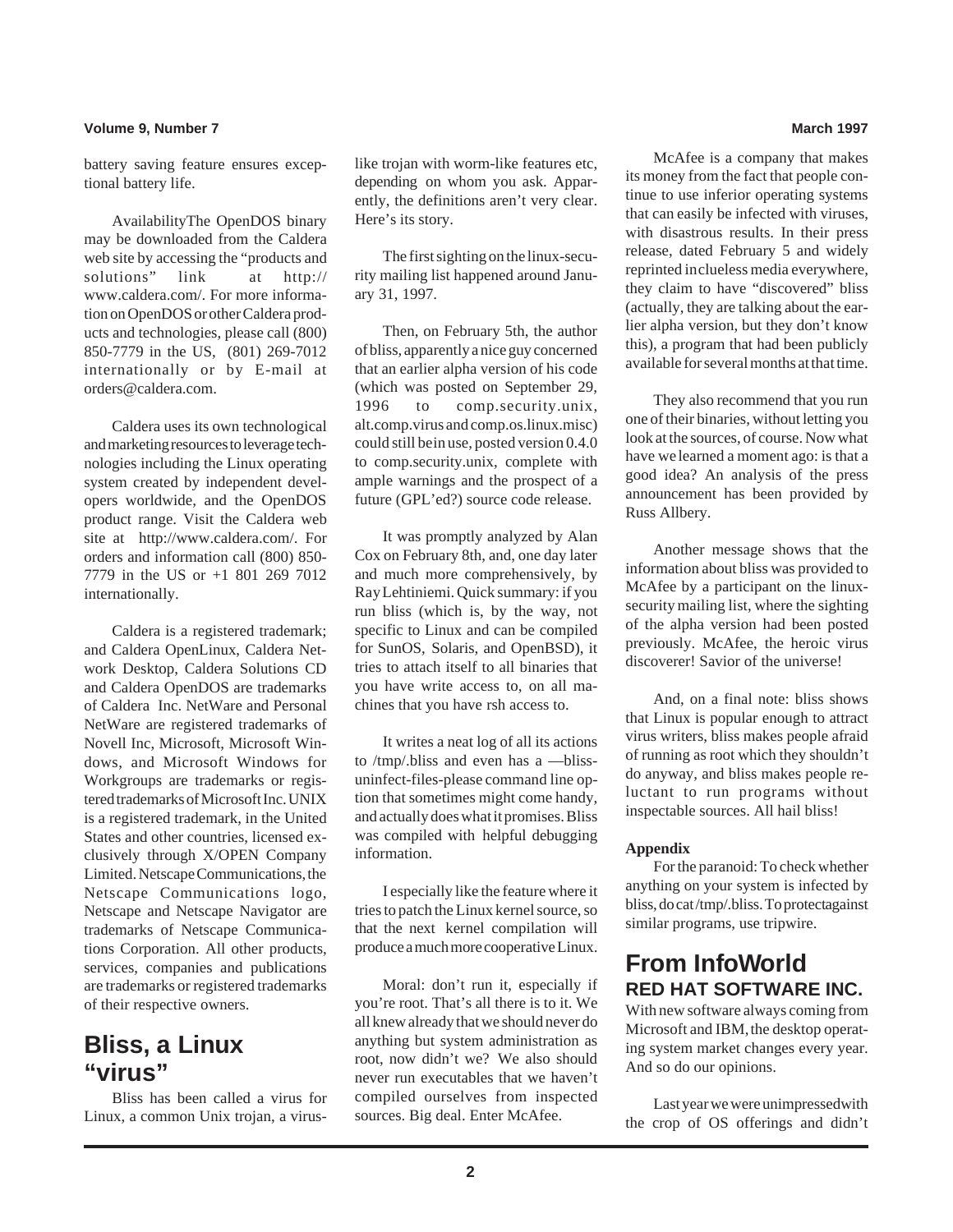battery saving feature ensures exceptional battery life.

AvailabilityThe OpenDOS binary may be downloaded from the Caldera web site by accessing the "products and solutions" link at http://www.caldera.com/. For more information on OpenDOS or other Caldera products and technologies, please call (800) 850-7779 in the US, (801) 269-7012 internationally or by E-mail at orders@caldera.com.

Caldera uses its own technological and marketing resources to leverage technologies including the Linux operating system created by independent developers worldwide, and the OpenDOS product range. Visit the Caldera web site at http://www.caldera.com/. For orders and information call (800) 850-7779 in the US or +1 801 269 7012 internationally.

Caldera is a registered trademark; and Caldera OpenLinux, Caldera Network Desktop, Caldera Solutions CD and Caldera OpenDOS are trademarks of Caldera Inc. NetWare and Personal NetWare are registered trademarks of Novell Inc, Microsoft, Microsoft Windows, and Microsoft Windows for Workgroups are trademarks or registered trademarks of Microsoft Inc. UNIX is a registered trademark, in the United States and other countries, licensed exclusively through X/OPEN Company Limited. Netscape Communications, the Netscape Communications logo, Netscape and Netscape Navigator are trademarks of Netscape Communications Corporation. All other products, services, companies and publications are trademarks or registered trademarks of their respective owners.

# Bliss, a Linux "virus"

Bliss has been called a virus for Linux, a common Unix trojan, a virus-like trojan with worm-like features etc, depending on whom you ask. Apparently, the definitions aren't very clear. Here's its story.

The first sighting on the linux-security mailing list happened around January 31, 1997.

Then, on February 5th, the author of bliss, apparently a nice guy concerned that an earlier alpha version of his code (which was posted on September 29, 1996 to comp.security.unix, alt.comp.virus and comp.os.linux.misc) could still be in use, posted version 0.4.0 to comp.security.unix, complete with ample warnings and the prospect of a future (GPL'ed?) source code release.

It was promptly analyzed by Alan Cox on February 8th, and, one day later and much more comprehensively, by Ray Lehtiniemi. Quick summary: if you run bliss (which is, by the way, not specific to Linux and can be compiled for SunOS, Solaris, and OpenBSD), it tries to attach itself to all binaries that you have write access to, on all machines that you have rsh access to.

It writes a neat log of all its actions to /tmp/.bliss and even has a —bliss-uninfect-files-please command line option that sometimes might come handy, and actually does what it promises. Bliss was compiled with helpful debugging information.

I especially like the feature where it tries to patch the Linux kernel source, so that the next kernel compilation will produce a much more cooperative Linux.

Moral: don't run it, especially if you're root. That's all there is to it. We all knew already that we should never do anything but system administration as root, now didn't we? We also should never run executables that we haven't compiled ourselves from inspected sources. Big deal. Enter McAfee.

McAfee is a company that makes its money from the fact that people continue to use inferior operating systems that can easily be infected with viruses, with disastrous results. In their press release, dated February 5 and widely reprinted in clueless media everywhere, they claim to have "discovered" bliss (actually, they are talking about the earlier alpha version, but they don't know this), a program that had been publicly available for several months at that time.

They also recommend that you run one of their binaries, without letting you look at the sources, of course. Now what have we learned a moment ago: is that a good idea? An analysis of the press announcement has been provided by Russ Allbery.

Another message shows that the information about bliss was provided to McAfee by a participant on the linux-security mailing list, where the sighting of the alpha version had been posted previously. McAfee, the heroic virus discoverer! Savior of the universe!

And, on a final note: bliss shows that Linux is popular enough to attract virus writers, bliss makes people afraid of running as root which they shouldn't do anyway, and bliss makes people reluctant to run programs without inspectable sources. All hail bliss!

**Appendix**

For the paranoid: To check whether anything on your system is infected by bliss, do cat /tmp/.bliss. To protect against similar programs, use tripwire.

# From InfoWorld

## RED HAT SOFTWARE INC.

With new software always coming from Microsoft and IBM, the desktop operating system market changes every year. And so do our opinions.

Last year we were unimpressed with the crop of OS offerings and didn't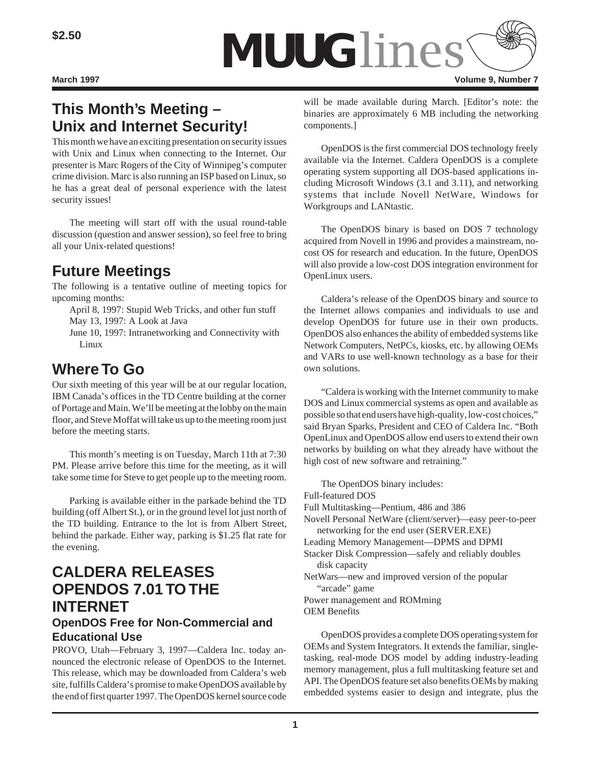$2.50

# MUUGlines

March 1997 — Volume 9, Number 7

## This Month's Meeting – Unix and Internet Security!

This month we have an exciting presentation on security issues with Unix and Linux when connecting to the Internet. Our presenter is Marc Rogers of the City of Winnipeg's computer crime division. Marc is also running an ISP based on Linux, so he has a great deal of personal experience with the latest security issues!

The meeting will start off with the usual round-table discussion (question and answer session), so feel free to bring all your Unix-related questions!

## Future Meetings

The following is a tentative outline of meeting topics for upcoming months:

April 8, 1997: Stupid Web Tricks, and other fun stuff
May 13, 1997: A Look at Java
June 10, 1997: Intranetworking and Connectivity with Linux

## Where To Go

Our sixth meeting of this year will be at our regular location, IBM Canada's offices in the TD Centre building at the corner of Portage and Main. We'll be meeting at the lobby on the main floor, and Steve Moffat will take us up to the meeting room just before the meeting starts.

This month's meeting is on Tuesday, March 11th at 7:30 PM. Please arrive before this time for the meeting, as it will take some time for Steve to get people up to the meeting room.

Parking is available either in the parkade behind the TD building (off Albert St.), or in the ground level lot just north of the TD building. Entrance to the lot is from Albert Street, behind the parkade. Either way, parking is $1.25 flat rate for the evening.

## CALDERA RELEASES OPENDOS 7.01 TO THE INTERNET

### OpenDOS Free for Non-Commercial and Educational Use

PROVO, Utah—February 3, 1997—Caldera Inc. today announced the electronic release of OpenDOS to the Internet. This release, which may be downloaded from Caldera's web site, fulfills Caldera's promise to make OpenDOS available by the end of first quarter 1997. The OpenDOS kernel source code will be made available during March. [Editor's note: the binaries are approximately 6 MB including the networking components.]

OpenDOS is the first commercial DOS technology freely available via the Internet. Caldera OpenDOS is a complete operating system supporting all DOS-based applications including Microsoft Windows (3.1 and 3.11), and networking systems that include Novell NetWare, Windows for Workgroups and LANtastic.

The OpenDOS binary is based on DOS 7 technology acquired from Novell in 1996 and provides a mainstream, no-cost OS for research and education. In the future, OpenDOS will also provide a low-cost DOS integration environment for OpenLinux users.

Caldera's release of the OpenDOS binary and source to the Internet allows companies and individuals to use and develop OpenDOS for future use in their own products. OpenDOS also enhances the ability of embedded systems like Network Computers, NetPCs, kiosks, etc. by allowing OEMs and VARs to use well-known technology as a base for their own solutions.

"Caldera is working with the Internet community to make DOS and Linux commercial systems as open and available as possible so that end users have high-quality, low-cost choices," said Bryan Sparks, President and CEO of Caldera Inc. "Both OpenLinux and OpenDOS allow end users to extend their own networks by building on what they already have without the high cost of new software and retraining."

The OpenDOS binary includes:

Full-featured DOS
Full Multitasking—Pentium, 486 and 386
Novell Personal NetWare (client/server)—easy peer-to-peer networking for the end user (SERVER.EXE)
Leading Memory Management—DPMS and DPMI
Stacker Disk Compression—safely and reliably doubles disk capacity
NetWars—new and improved version of the popular "arcade" game
Power management and ROMming
OEM Benefits

OpenDOS provides a complete DOS operating system for OEMs and System Integrators. It extends the familiar, single-tasking, real-mode DOS model by adding industry-leading memory management, plus a full multitasking feature set and API. The OpenDOS feature set also benefits OEMs by making embedded systems easier to design and integrate, plus the